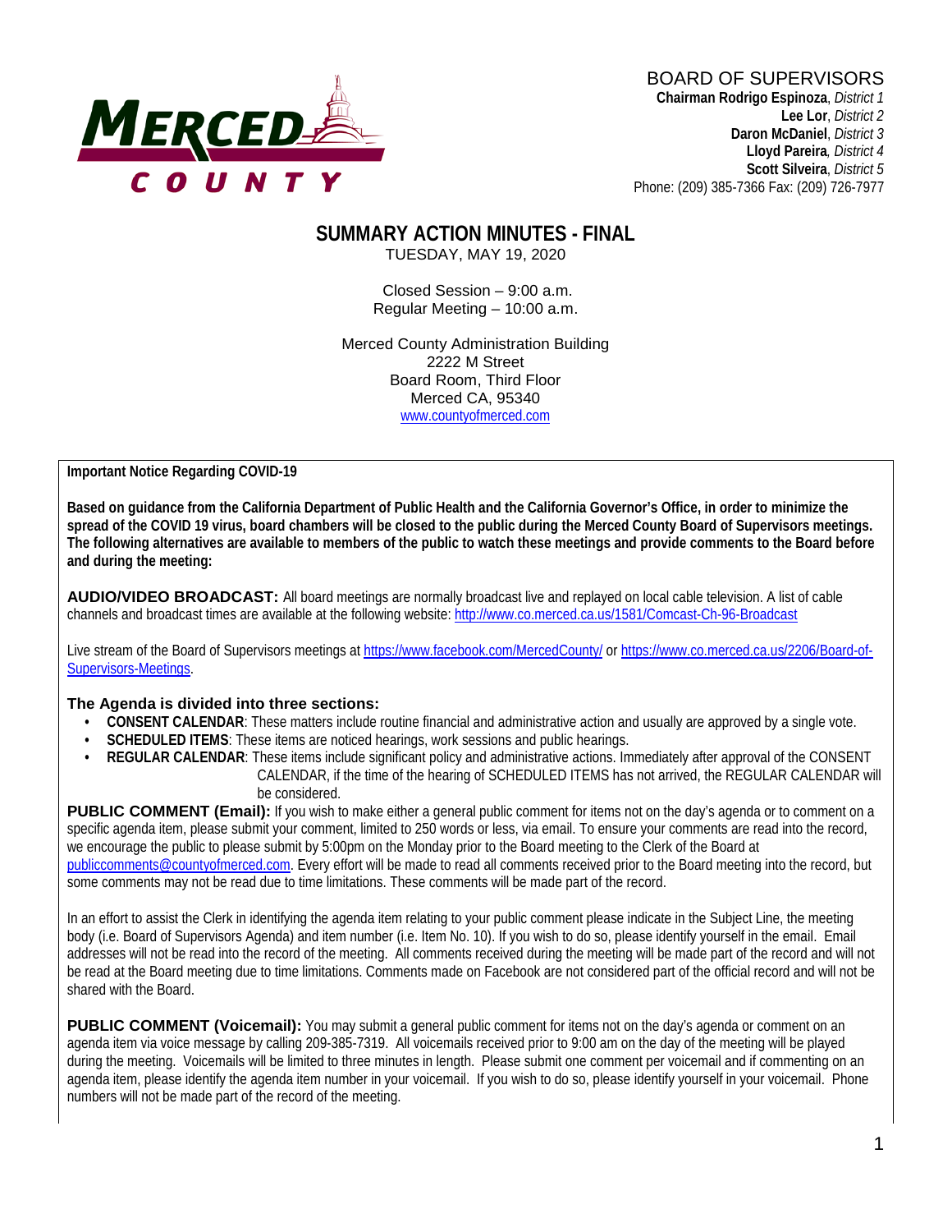MERCED COUNTY

BOARD OF SUPERVISORS
**Chairman Rodrigo Espinoza**, *District 1*
**Lee Lor**, *District 2*
**Daron McDaniel**, *District 3*
**Lloyd Pareira**, *District 4*
**Scott Silveira**, *District 5*
Phone: (209) 385-7366 Fax: (209) 726-7977

# SUMMARY ACTION MINUTES - FINAL

TUESDAY, MAY 19, 2020

Closed Session – 9:00 a.m.
Regular Meeting – 10:00 a.m.

Merced County Administration Building
2222 M Street
Board Room, Third Floor
Merced CA, 95340
www.countyofmerced.com

**Important Notice Regarding COVID-19**

**Based on guidance from the California Department of Public Health and the California Governor's Office, in order to minimize the spread of the COVID 19 virus, board chambers will be closed to the public during the Merced County Board of Supervisors meetings. The following alternatives are available to members of the public to watch these meetings and provide comments to the Board before and during the meeting:**

**AUDIO/VIDEO BROADCAST:** All board meetings are normally broadcast live and replayed on local cable television. A list of cable channels and broadcast times are available at the following website: http://www.co.merced.ca.us/1581/Comcast-Ch-96-Broadcast

Live stream of the Board of Supervisors meetings at https://www.facebook.com/MercedCounty/ or https://www.co.merced.ca.us/2206/Board-of-Supervisors-Meetings.

**The Agenda is divided into three sections:**

- **CONSENT CALENDAR**: These matters include routine financial and administrative action and usually are approved by a single vote.
- **SCHEDULED ITEMS**: These items are noticed hearings, work sessions and public hearings.
- **REGULAR CALENDAR**: These items include significant policy and administrative actions. Immediately after approval of the CONSENT CALENDAR, if the time of the hearing of SCHEDULED ITEMS has not arrived, the REGULAR CALENDAR will be considered.

**PUBLIC COMMENT (Email):** If you wish to make either a general public comment for items not on the day's agenda or to comment on a specific agenda item, please submit your comment, limited to 250 words or less, via email. To ensure your comments are read into the record, we encourage the public to please submit by 5:00pm on the Monday prior to the Board meeting to the Clerk of the Board at publiccomments@countyofmerced.com. Every effort will be made to read all comments received prior to the Board meeting into the record, but some comments may not be read due to time limitations. These comments will be made part of the record.

In an effort to assist the Clerk in identifying the agenda item relating to your public comment please indicate in the Subject Line, the meeting body (i.e. Board of Supervisors Agenda) and item number (i.e. Item No. 10). If you wish to do so, please identify yourself in the email. Email addresses will not be read into the record of the meeting. All comments received during the meeting will be made part of the record and will not be read at the Board meeting due to time limitations. Comments made on Facebook are not considered part of the official record and will not be shared with the Board.

**PUBLIC COMMENT (Voicemail):** You may submit a general public comment for items not on the day's agenda or comment on an agenda item via voice message by calling 209-385-7319. All voicemails received prior to 9:00 am on the day of the meeting will be played during the meeting. Voicemails will be limited to three minutes in length. Please submit one comment per voicemail and if commenting on an agenda item, please identify the agenda item number in your voicemail. If you wish to do so, please identify yourself in your voicemail. Phone numbers will not be made part of the record of the meeting.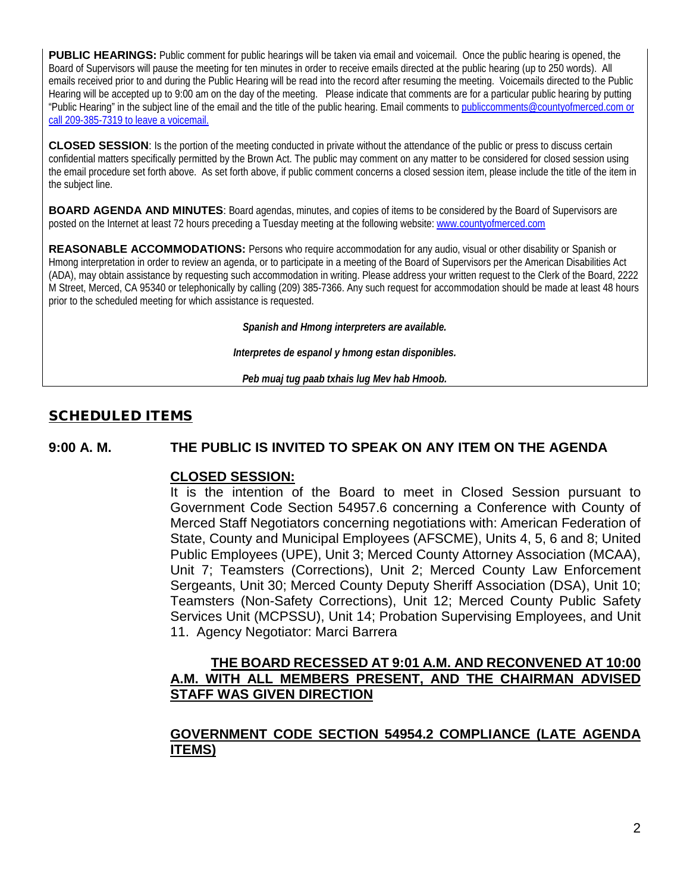**PUBLIC HEARINGS:** Public comment for public hearings will be taken via email and voicemail. Once the public hearing is opened, the Board of Supervisors will pause the meeting for ten minutes in order to receive emails directed at the public hearing (up to 250 words). All emails received prior to and during the Public Hearing will be read into the record after resuming the meeting. Voicemails directed to the Public Hearing will be accepted up to 9:00 am on the day of the meeting. Please indicate that comments are for a particular public hearing by putting "Public Hearing" in the subject line of the email and the title of the public hearing. Email comments to publiccomments@countyofmerced.com or call 209-385-7319 to leave a voicemail.

**CLOSED SESSION**: Is the portion of the meeting conducted in private without the attendance of the public or press to discuss certain confidential matters specifically permitted by the Brown Act. The public may comment on any matter to be considered for closed session using the email procedure set forth above. As set forth above, if public comment concerns a closed session item, please include the title of the item in the subject line.

**BOARD AGENDA AND MINUTES**: Board agendas, minutes, and copies of items to be considered by the Board of Supervisors are posted on the Internet at least 72 hours preceding a Tuesday meeting at the following website: www.countyofmerced.com

**REASONABLE ACCOMMODATIONS:** Persons who require accommodation for any audio, visual or other disability or Spanish or Hmong interpretation in order to review an agenda, or to participate in a meeting of the Board of Supervisors per the American Disabilities Act (ADA), may obtain assistance by requesting such accommodation in writing. Please address your written request to the Clerk of the Board, 2222 M Street, Merced, CA 95340 or telephonically by calling (209) 385-7366. Any such request for accommodation should be made at least 48 hours prior to the scheduled meeting for which assistance is requested.

***Spanish and Hmong interpreters are available.***

***Interpretes de espanol y hmong estan disponibles.***

***Peb muaj tug paab txhais lug Mev hab Hmoob.***

## SCHEDULED ITEMS

### 9:00 A. M. THE PUBLIC IS INVITED TO SPEAK ON ANY ITEM ON THE AGENDA

**CLOSED SESSION:**

It is the intention of the Board to meet in Closed Session pursuant to Government Code Section 54957.6 concerning a Conference with County of Merced Staff Negotiators concerning negotiations with: American Federation of State, County and Municipal Employees (AFSCME), Units 4, 5, 6 and 8; United Public Employees (UPE), Unit 3; Merced County Attorney Association (MCAA), Unit 7; Teamsters (Corrections), Unit 2; Merced County Law Enforcement Sergeants, Unit 30; Merced County Deputy Sheriff Association (DSA), Unit 10; Teamsters (Non-Safety Corrections), Unit 12; Merced County Public Safety Services Unit (MCPSSU), Unit 14; Probation Supervising Employees, and Unit 11. Agency Negotiator: Marci Barrera

**THE BOARD RECESSED AT 9:01 A.M. AND RECONVENED AT 10:00 A.M. WITH ALL MEMBERS PRESENT, AND THE CHAIRMAN ADVISED STAFF WAS GIVEN DIRECTION**

**GOVERNMENT CODE SECTION 54954.2 COMPLIANCE (LATE AGENDA ITEMS)**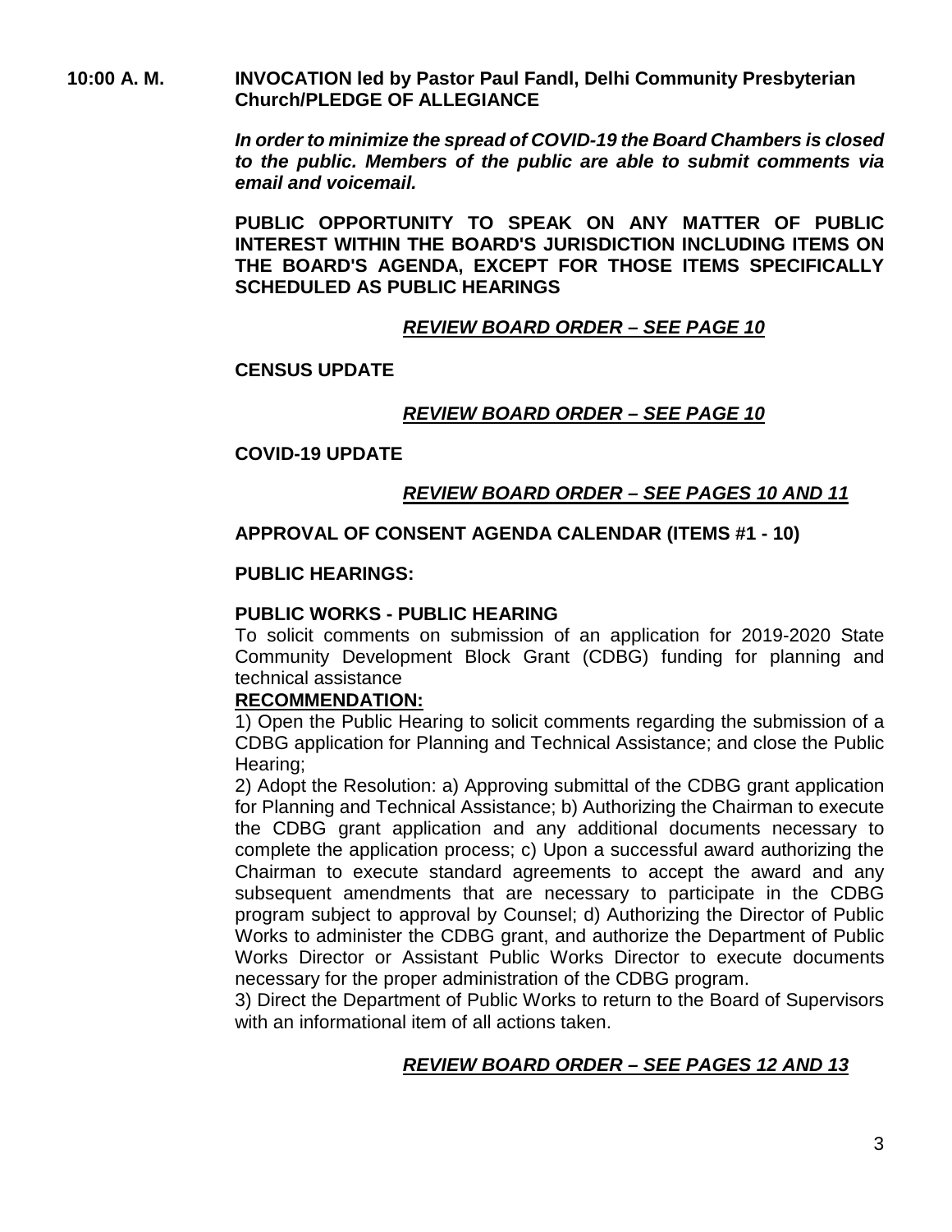**10:00 A. M.** **INVOCATION led by Pastor Paul Fandl, Delhi Community Presbyterian Church/PLEDGE OF ALLEGIANCE**

***In order to minimize the spread of COVID-19 the Board Chambers is closed to the public. Members of the public are able to submit comments via email and voicemail.***

**PUBLIC OPPORTUNITY TO SPEAK ON ANY MATTER OF PUBLIC INTEREST WITHIN THE BOARD'S JURISDICTION INCLUDING ITEMS ON THE BOARD'S AGENDA, EXCEPT FOR THOSE ITEMS SPECIFICALLY SCHEDULED AS PUBLIC HEARINGS**

***REVIEW BOARD ORDER – SEE PAGE 10***

**CENSUS UPDATE**

***REVIEW BOARD ORDER – SEE PAGE 10***

**COVID-19 UPDATE**

***REVIEW BOARD ORDER – SEE PAGES 10 AND 11***

**APPROVAL OF CONSENT AGENDA CALENDAR (ITEMS #1 - 10)**

**PUBLIC HEARINGS:**

**PUBLIC WORKS - PUBLIC HEARING**

To solicit comments on submission of an application for 2019-2020 State Community Development Block Grant (CDBG) funding for planning and technical assistance

**RECOMMENDATION:**

1) Open the Public Hearing to solicit comments regarding the submission of a CDBG application for Planning and Technical Assistance; and close the Public Hearing;

2) Adopt the Resolution: a) Approving submittal of the CDBG grant application for Planning and Technical Assistance; b) Authorizing the Chairman to execute the CDBG grant application and any additional documents necessary to complete the application process; c) Upon a successful award authorizing the Chairman to execute standard agreements to accept the award and any subsequent amendments that are necessary to participate in the CDBG program subject to approval by Counsel; d) Authorizing the Director of Public Works to administer the CDBG grant, and authorize the Department of Public Works Director or Assistant Public Works Director to execute documents necessary for the proper administration of the CDBG program.

3) Direct the Department of Public Works to return to the Board of Supervisors with an informational item of all actions taken.

***REVIEW BOARD ORDER – SEE PAGES 12 AND 13***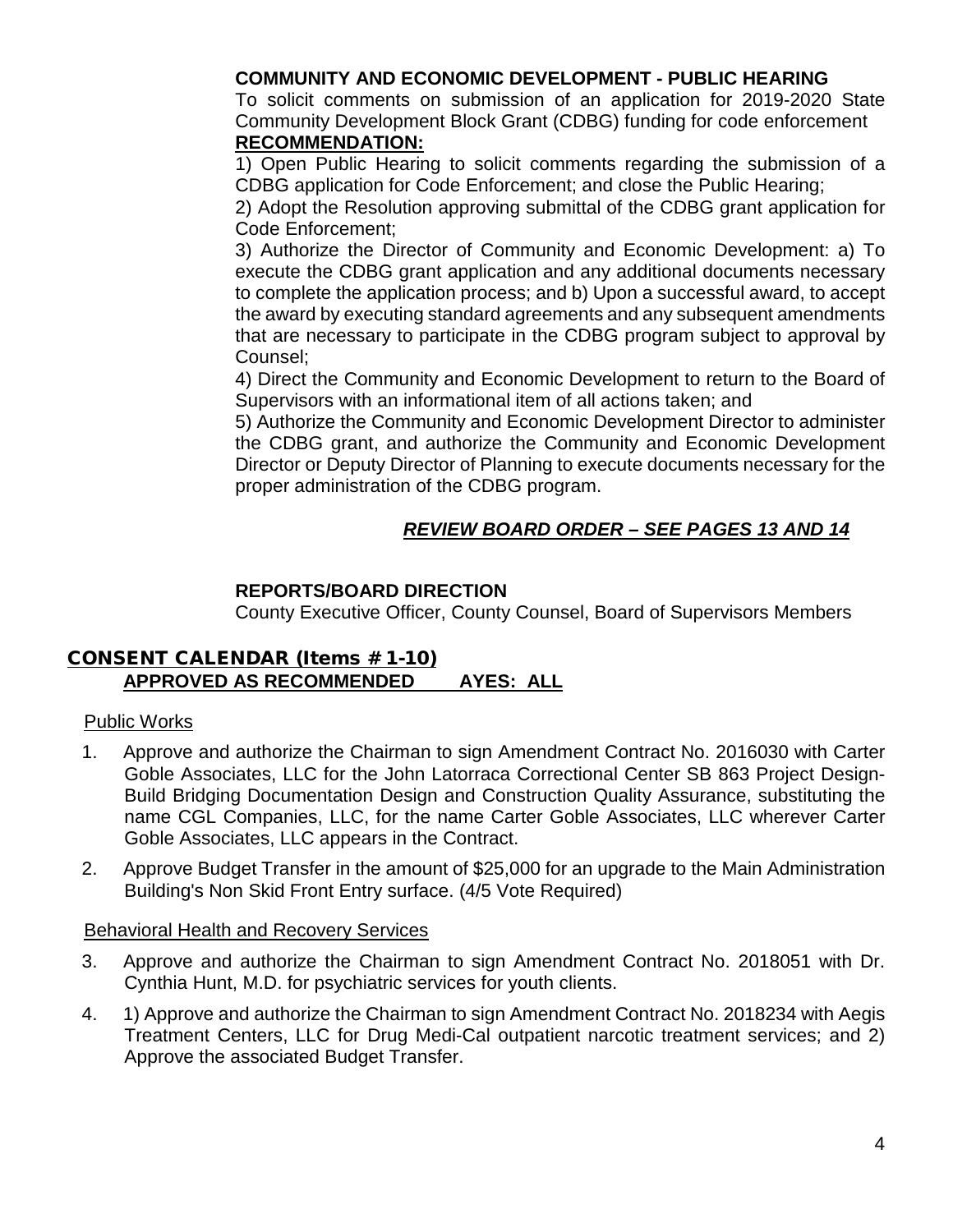**COMMUNITY AND ECONOMIC DEVELOPMENT - PUBLIC HEARING**

To solicit comments on submission of an application for 2019-2020 State Community Development Block Grant (CDBG) funding for code enforcement

**RECOMMENDATION:**

1) Open Public Hearing to solicit comments regarding the submission of a CDBG application for Code Enforcement; and close the Public Hearing;

2) Adopt the Resolution approving submittal of the CDBG grant application for Code Enforcement;

3) Authorize the Director of Community and Economic Development: a) To execute the CDBG grant application and any additional documents necessary to complete the application process; and b) Upon a successful award, to accept the award by executing standard agreements and any subsequent amendments that are necessary to participate in the CDBG program subject to approval by Counsel;

4) Direct the Community and Economic Development to return to the Board of Supervisors with an informational item of all actions taken; and

5) Authorize the Community and Economic Development Director to administer the CDBG grant, and authorize the Community and Economic Development Director or Deputy Director of Planning to execute documents necessary for the proper administration of the CDBG program.

***REVIEW BOARD ORDER – SEE PAGES 13 AND 14***

**REPORTS/BOARD DIRECTION**

County Executive Officer, County Counsel, Board of Supervisors Members

## CONSENT CALENDAR (Items # 1-10)

**APPROVED AS RECOMMENDED AYES: ALL**

Public Works

1. Approve and authorize the Chairman to sign Amendment Contract No. 2016030 with Carter Goble Associates, LLC for the John Latorraca Correctional Center SB 863 Project Design-Build Bridging Documentation Design and Construction Quality Assurance, substituting the name CGL Companies, LLC, for the name Carter Goble Associates, LLC wherever Carter Goble Associates, LLC appears in the Contract.
2. Approve Budget Transfer in the amount of $25,000 for an upgrade to the Main Administration Building's Non Skid Front Entry surface. (4/5 Vote Required)

Behavioral Health and Recovery Services

3. Approve and authorize the Chairman to sign Amendment Contract No. 2018051 with Dr. Cynthia Hunt, M.D. for psychiatric services for youth clients.
4. 1) Approve and authorize the Chairman to sign Amendment Contract No. 2018234 with Aegis Treatment Centers, LLC for Drug Medi-Cal outpatient narcotic treatment services; and 2) Approve the associated Budget Transfer.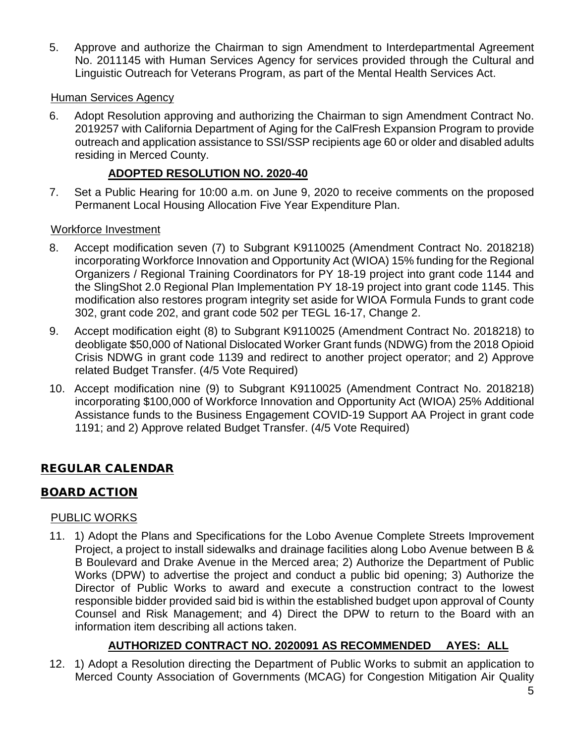5. Approve and authorize the Chairman to sign Amendment to Interdepartmental Agreement No. 2011145 with Human Services Agency for services provided through the Cultural and Linguistic Outreach for Veterans Program, as part of the Mental Health Services Act.

Human Services Agency

6. Adopt Resolution approving and authorizing the Chairman to sign Amendment Contract No. 2019257 with California Department of Aging for the CalFresh Expansion Program to provide outreach and application assistance to SSI/SSP recipients age 60 or older and disabled adults residing in Merced County.

**ADOPTED RESOLUTION NO. 2020-40**

7. Set a Public Hearing for 10:00 a.m. on June 9, 2020 to receive comments on the proposed Permanent Local Housing Allocation Five Year Expenditure Plan.

Workforce Investment

8. Accept modification seven (7) to Subgrant K9110025 (Amendment Contract No. 2018218) incorporating Workforce Innovation and Opportunity Act (WIOA) 15% funding for the Regional Organizers / Regional Training Coordinators for PY 18-19 project into grant code 1144 and the SlingShot 2.0 Regional Plan Implementation PY 18-19 project into grant code 1145. This modification also restores program integrity set aside for WIOA Formula Funds to grant code 302, grant code 202, and grant code 502 per TEGL 16-17, Change 2.

9. Accept modification eight (8) to Subgrant K9110025 (Amendment Contract No. 2018218) to deobligate $50,000 of National Dislocated Worker Grant funds (NDWG) from the 2018 Opioid Crisis NDWG in grant code 1139 and redirect to another project operator; and 2) Approve related Budget Transfer. (4/5 Vote Required)

10. Accept modification nine (9) to Subgrant K9110025 (Amendment Contract No. 2018218) incorporating $100,000 of Workforce Innovation and Opportunity Act (WIOA) 25% Additional Assistance funds to the Business Engagement COVID-19 Support AA Project in grant code 1191; and 2) Approve related Budget Transfer. (4/5 Vote Required)

## REGULAR CALENDAR

## BOARD ACTION

PUBLIC WORKS

11. 1) Adopt the Plans and Specifications for the Lobo Avenue Complete Streets Improvement Project, a project to install sidewalks and drainage facilities along Lobo Avenue between B & B Boulevard and Drake Avenue in the Merced area; 2) Authorize the Department of Public Works (DPW) to advertise the project and conduct a public bid opening; 3) Authorize the Director of Public Works to award and execute a construction contract to the lowest responsible bidder provided said bid is within the established budget upon approval of County Counsel and Risk Management; and 4) Direct the DPW to return to the Board with an information item describing all actions taken.

**AUTHORIZED CONTRACT NO. 2020091 AS RECOMMENDED AYES: ALL**

12. 1) Adopt a Resolution directing the Department of Public Works to submit an application to Merced County Association of Governments (MCAG) for Congestion Mitigation Air Quality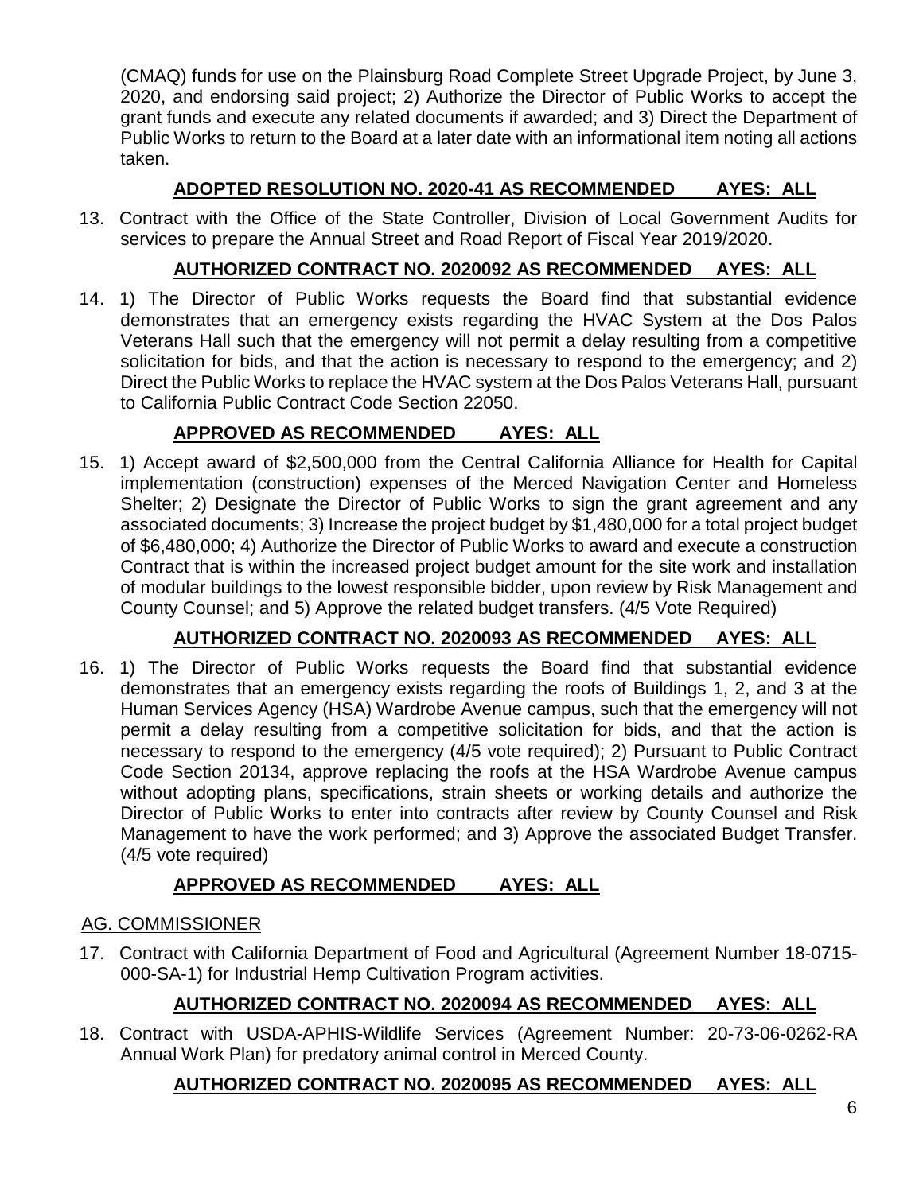(CMAQ) funds for use on the Plainsburg Road Complete Street Upgrade Project, by June 3, 2020, and endorsing said project; 2) Authorize the Director of Public Works to accept the grant funds and execute any related documents if awarded; and 3) Direct the Department of Public Works to return to the Board at a later date with an informational item noting all actions taken.

**ADOPTED RESOLUTION NO. 2020-41 AS RECOMMENDED AYES: ALL**

13. Contract with the Office of the State Controller, Division of Local Government Audits for services to prepare the Annual Street and Road Report of Fiscal Year 2019/2020.

**AUTHORIZED CONTRACT NO. 2020092 AS RECOMMENDED AYES: ALL**

14. 1) The Director of Public Works requests the Board find that substantial evidence demonstrates that an emergency exists regarding the HVAC System at the Dos Palos Veterans Hall such that the emergency will not permit a delay resulting from a competitive solicitation for bids, and that the action is necessary to respond to the emergency; and 2) Direct the Public Works to replace the HVAC system at the Dos Palos Veterans Hall, pursuant to California Public Contract Code Section 22050.

**APPROVED AS RECOMMENDED AYES: ALL**

15. 1) Accept award of $2,500,000 from the Central California Alliance for Health for Capital implementation (construction) expenses of the Merced Navigation Center and Homeless Shelter; 2) Designate the Director of Public Works to sign the grant agreement and any associated documents; 3) Increase the project budget by $1,480,000 for a total project budget of $6,480,000; 4) Authorize the Director of Public Works to award and execute a construction Contract that is within the increased project budget amount for the site work and installation of modular buildings to the lowest responsible bidder, upon review by Risk Management and County Counsel; and 5) Approve the related budget transfers. (4/5 Vote Required)

**AUTHORIZED CONTRACT NO. 2020093 AS RECOMMENDED AYES: ALL**

16. 1) The Director of Public Works requests the Board find that substantial evidence demonstrates that an emergency exists regarding the roofs of Buildings 1, 2, and 3 at the Human Services Agency (HSA) Wardrobe Avenue campus, such that the emergency will not permit a delay resulting from a competitive solicitation for bids, and that the action is necessary to respond to the emergency (4/5 vote required); 2) Pursuant to Public Contract Code Section 20134, approve replacing the roofs at the HSA Wardrobe Avenue campus without adopting plans, specifications, strain sheets or working details and authorize the Director of Public Works to enter into contracts after review by County Counsel and Risk Management to have the work performed; and 3) Approve the associated Budget Transfer. (4/5 vote required)

**APPROVED AS RECOMMENDED AYES: ALL**

## AG. COMMISSIONER

17. Contract with California Department of Food and Agricultural (Agreement Number 18-0715-000-SA-1) for Industrial Hemp Cultivation Program activities.

**AUTHORIZED CONTRACT NO. 2020094 AS RECOMMENDED AYES: ALL**

18. Contract with USDA-APHIS-Wildlife Services (Agreement Number: 20-73-06-0262-RA Annual Work Plan) for predatory animal control in Merced County.

**AUTHORIZED CONTRACT NO. 2020095 AS RECOMMENDED AYES: ALL**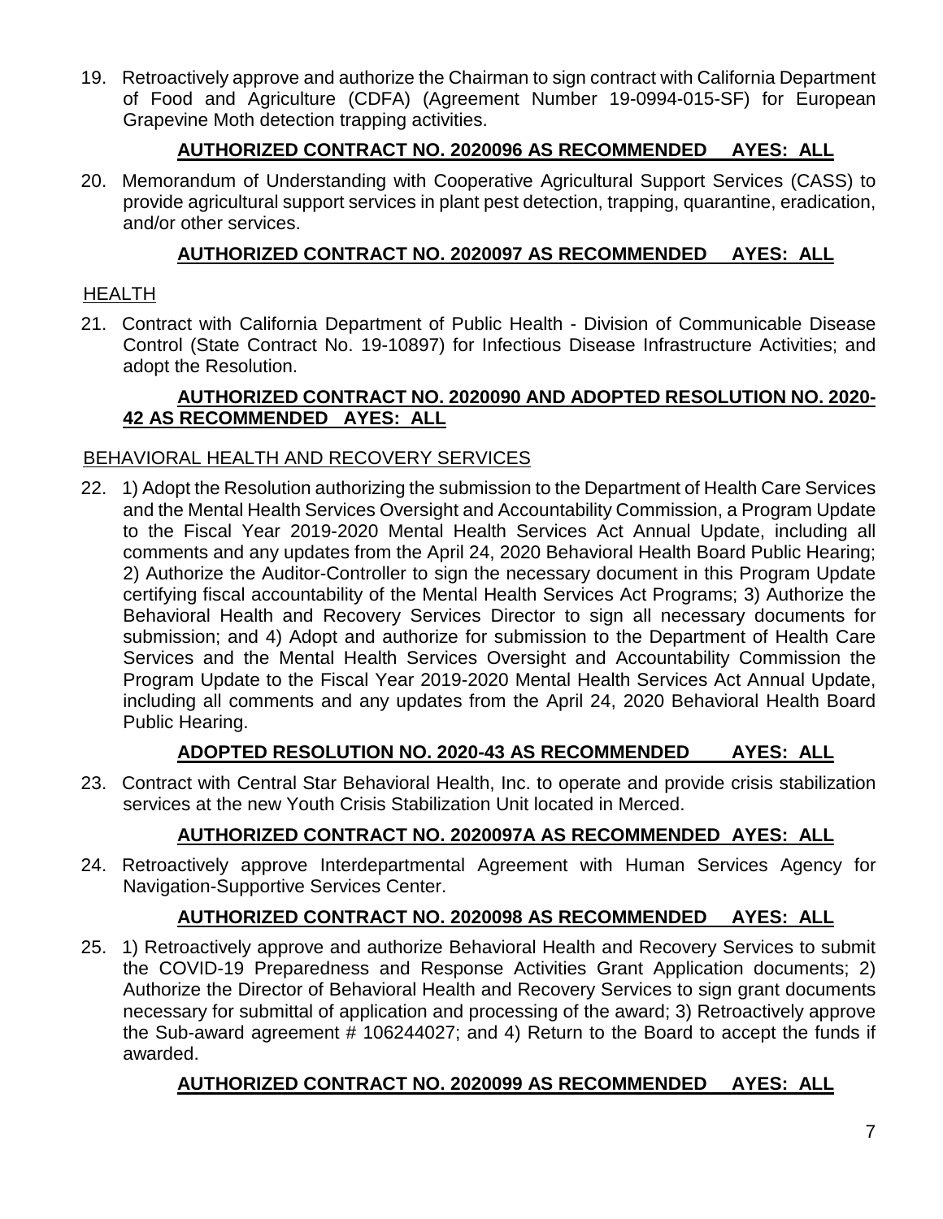19. Retroactively approve and authorize the Chairman to sign contract with California Department of Food and Agriculture (CDFA) (Agreement Number 19-0994-015-SF) for European Grapevine Moth detection trapping activities.

    **AUTHORIZED CONTRACT NO. 2020096 AS RECOMMENDED AYES: ALL**

20. Memorandum of Understanding with Cooperative Agricultural Support Services (CASS) to provide agricultural support services in plant pest detection, trapping, quarantine, eradication, and/or other services.

    **AUTHORIZED CONTRACT NO. 2020097 AS RECOMMENDED AYES: ALL**

HEALTH

21. Contract with California Department of Public Health - Division of Communicable Disease Control (State Contract No. 19-10897) for Infectious Disease Infrastructure Activities; and adopt the Resolution.

    **AUTHORIZED CONTRACT NO. 2020090 AND ADOPTED RESOLUTION NO. 2020-42 AS RECOMMENDED AYES: ALL**

BEHAVIORAL HEALTH AND RECOVERY SERVICES

22. 1) Adopt the Resolution authorizing the submission to the Department of Health Care Services and the Mental Health Services Oversight and Accountability Commission, a Program Update to the Fiscal Year 2019-2020 Mental Health Services Act Annual Update, including all comments and any updates from the April 24, 2020 Behavioral Health Board Public Hearing; 2) Authorize the Auditor-Controller to sign the necessary document in this Program Update certifying fiscal accountability of the Mental Health Services Act Programs; 3) Authorize the Behavioral Health and Recovery Services Director to sign all necessary documents for submission; and 4) Adopt and authorize for submission to the Department of Health Care Services and the Mental Health Services Oversight and Accountability Commission the Program Update to the Fiscal Year 2019-2020 Mental Health Services Act Annual Update, including all comments and any updates from the April 24, 2020 Behavioral Health Board Public Hearing.

    **ADOPTED RESOLUTION NO. 2020-43 AS RECOMMENDED AYES: ALL**

23. Contract with Central Star Behavioral Health, Inc. to operate and provide crisis stabilization services at the new Youth Crisis Stabilization Unit located in Merced.

    **AUTHORIZED CONTRACT NO. 2020097A AS RECOMMENDED AYES: ALL**

24. Retroactively approve Interdepartmental Agreement with Human Services Agency for Navigation-Supportive Services Center.

    **AUTHORIZED CONTRACT NO. 2020098 AS RECOMMENDED AYES: ALL**

25. 1) Retroactively approve and authorize Behavioral Health and Recovery Services to submit the COVID-19 Preparedness and Response Activities Grant Application documents; 2) Authorize the Director of Behavioral Health and Recovery Services to sign grant documents necessary for submittal of application and processing of the award; 3) Retroactively approve the Sub-award agreement # 106244027; and 4) Return to the Board to accept the funds if awarded.

    **AUTHORIZED CONTRACT NO. 2020099 AS RECOMMENDED AYES: ALL**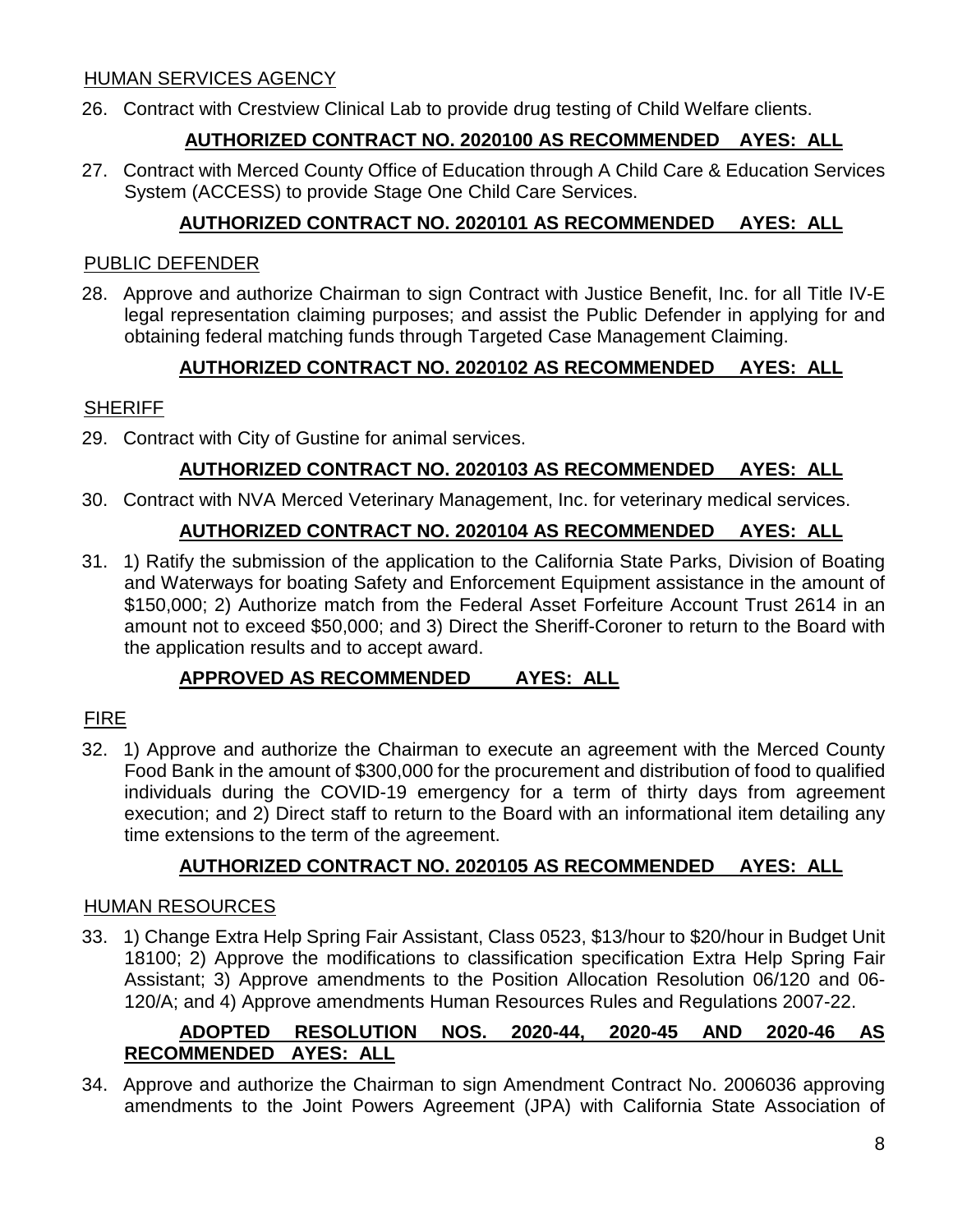HUMAN SERVICES AGENCY

26. Contract with Crestview Clinical Lab to provide drug testing of Child Welfare clients.

**AUTHORIZED CONTRACT NO. 2020100 AS RECOMMENDED AYES: ALL**

27. Contract with Merced County Office of Education through A Child Care & Education Services System (ACCESS) to provide Stage One Child Care Services.

**AUTHORIZED CONTRACT NO. 2020101 AS RECOMMENDED AYES: ALL**

PUBLIC DEFENDER

28. Approve and authorize Chairman to sign Contract with Justice Benefit, Inc. for all Title IV-E legal representation claiming purposes; and assist the Public Defender in applying for and obtaining federal matching funds through Targeted Case Management Claiming.

**AUTHORIZED CONTRACT NO. 2020102 AS RECOMMENDED AYES: ALL**

SHERIFF

29. Contract with City of Gustine for animal services.

**AUTHORIZED CONTRACT NO. 2020103 AS RECOMMENDED AYES: ALL**

30. Contract with NVA Merced Veterinary Management, Inc. for veterinary medical services.

**AUTHORIZED CONTRACT NO. 2020104 AS RECOMMENDED AYES: ALL**

31. 1) Ratify the submission of the application to the California State Parks, Division of Boating and Waterways for boating Safety and Enforcement Equipment assistance in the amount of \$150,000; 2) Authorize match from the Federal Asset Forfeiture Account Trust 2614 in an amount not to exceed \$50,000; and 3) Direct the Sheriff-Coroner to return to the Board with the application results and to accept award.

**APPROVED AS RECOMMENDED AYES: ALL**

FIRE

32. 1) Approve and authorize the Chairman to execute an agreement with the Merced County Food Bank in the amount of \$300,000 for the procurement and distribution of food to qualified individuals during the COVID-19 emergency for a term of thirty days from agreement execution; and 2) Direct staff to return to the Board with an informational item detailing any time extensions to the term of the agreement.

**AUTHORIZED CONTRACT NO. 2020105 AS RECOMMENDED AYES: ALL**

HUMAN RESOURCES

33. 1) Change Extra Help Spring Fair Assistant, Class 0523, \$13/hour to \$20/hour in Budget Unit 18100; 2) Approve the modifications to classification specification Extra Help Spring Fair Assistant; 3) Approve amendments to the Position Allocation Resolution 06/120 and 06-120/A; and 4) Approve amendments Human Resources Rules and Regulations 2007-22.

**ADOPTED RESOLUTION NOS. 2020-44, 2020-45 AND 2020-46 AS RECOMMENDED AYES: ALL**

34. Approve and authorize the Chairman to sign Amendment Contract No. 2006036 approving amendments to the Joint Powers Agreement (JPA) with California State Association of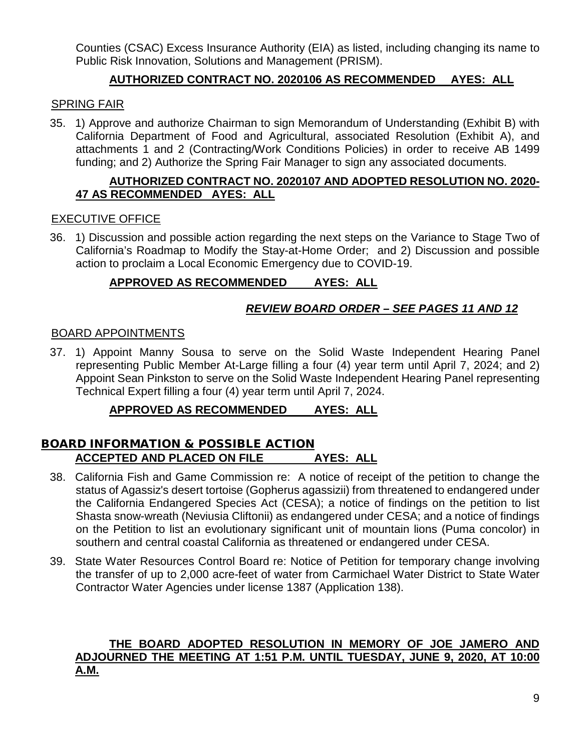Counties (CSAC) Excess Insurance Authority (EIA) as listed, including changing its name to Public Risk Innovation, Solutions and Management (PRISM).

**AUTHORIZED CONTRACT NO. 2020106 AS RECOMMENDED AYES: ALL**

SPRING FAIR

35. 1) Approve and authorize Chairman to sign Memorandum of Understanding (Exhibit B) with California Department of Food and Agricultural, associated Resolution (Exhibit A), and attachments 1 and 2 (Contracting/Work Conditions Policies) in order to receive AB 1499 funding; and 2) Authorize the Spring Fair Manager to sign any associated documents.

**AUTHORIZED CONTRACT NO. 2020107 AND ADOPTED RESOLUTION NO. 2020-47 AS RECOMMENDED AYES: ALL**

EXECUTIVE OFFICE

36. 1) Discussion and possible action regarding the next steps on the Variance to Stage Two of California's Roadmap to Modify the Stay-at-Home Order; and 2) Discussion and possible action to proclaim a Local Economic Emergency due to COVID-19.

**APPROVED AS RECOMMENDED AYES: ALL**

***REVIEW BOARD ORDER – SEE PAGES 11 AND 12***

BOARD APPOINTMENTS

37. 1) Appoint Manny Sousa to serve on the Solid Waste Independent Hearing Panel representing Public Member At-Large filling a four (4) year term until April 7, 2024; and 2) Appoint Sean Pinkston to serve on the Solid Waste Independent Hearing Panel representing Technical Expert filling a four (4) year term until April 7, 2024.

**APPROVED AS RECOMMENDED AYES: ALL**

## BOARD INFORMATION & POSSIBLE ACTION

**ACCEPTED AND PLACED ON FILE AYES: ALL**

38. California Fish and Game Commission re: A notice of receipt of the petition to change the status of Agassiz's desert tortoise (Gopherus agassizii) from threatened to endangered under the California Endangered Species Act (CESA); a notice of findings on the petition to list Shasta snow-wreath (Neviusia Cliftonii) as endangered under CESA; and a notice of findings on the Petition to list an evolutionary significant unit of mountain lions (Puma concolor) in southern and central coastal California as threatened or endangered under CESA.

39. State Water Resources Control Board re: Notice of Petition for temporary change involving the transfer of up to 2,000 acre-feet of water from Carmichael Water District to State Water Contractor Water Agencies under license 1387 (Application 138).

**THE BOARD ADOPTED RESOLUTION IN MEMORY OF JOE JAMERO AND ADJOURNED THE MEETING AT 1:51 P.M. UNTIL TUESDAY, JUNE 9, 2020, AT 10:00 A.M.**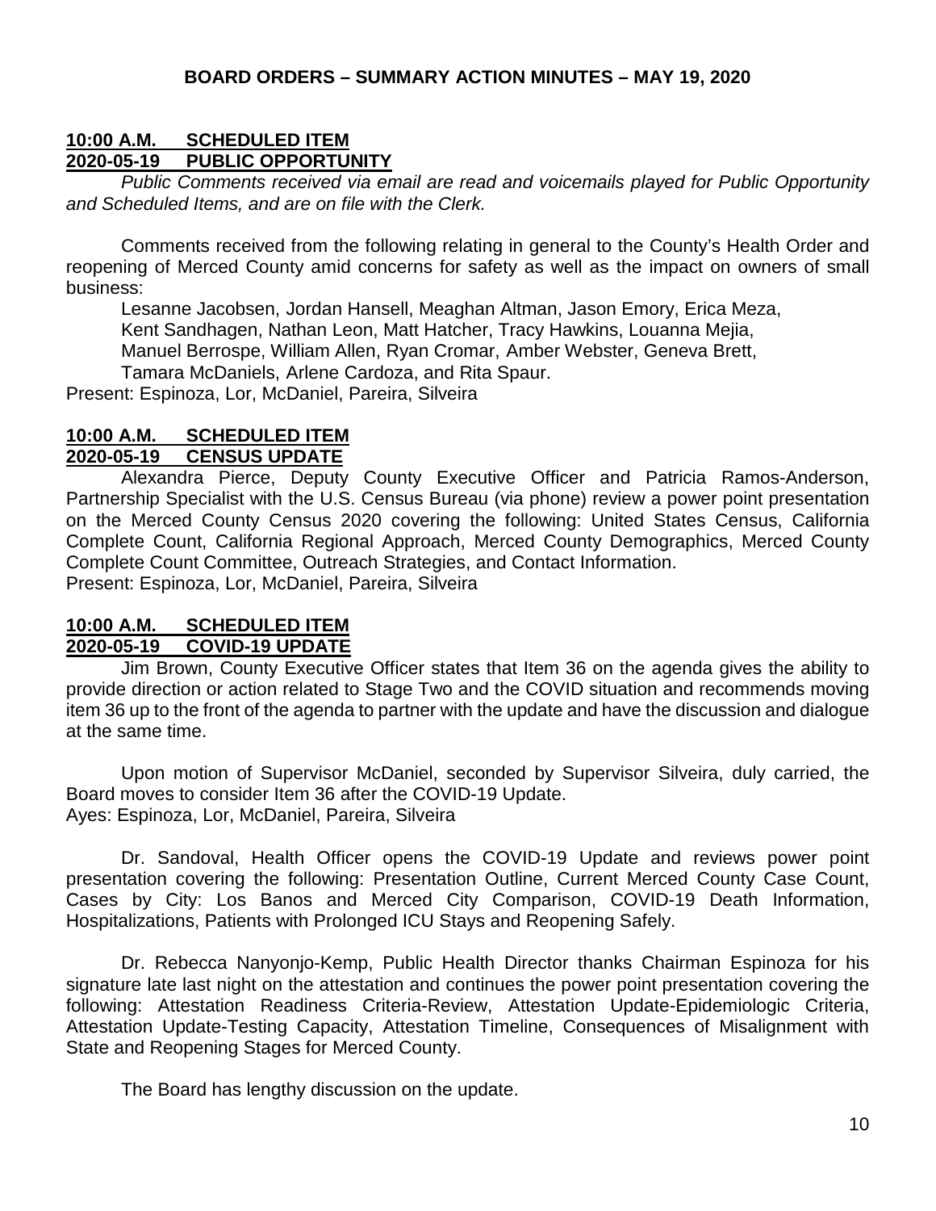**BOARD ORDERS – SUMMARY ACTION MINUTES – MAY 19, 2020**

**10:00 A.M. SCHEDULED ITEM**
**2020-05-19 PUBLIC OPPORTUNITY**

*Public Comments received via email are read and voicemails played for Public Opportunity and Scheduled Items, and are on file with the Clerk.*

Comments received from the following relating in general to the County's Health Order and reopening of Merced County amid concerns for safety as well as the impact on owners of small business:

Lesanne Jacobsen, Jordan Hansell, Meaghan Altman, Jason Emory, Erica Meza, Kent Sandhagen, Nathan Leon, Matt Hatcher, Tracy Hawkins, Louanna Mejia, Manuel Berrospe, William Allen, Ryan Cromar, Amber Webster, Geneva Brett, Tamara McDaniels, Arlene Cardoza, and Rita Spaur.

Present: Espinoza, Lor, McDaniel, Pareira, Silveira

**10:00 A.M. SCHEDULED ITEM**
**2020-05-19 CENSUS UPDATE**

Alexandra Pierce, Deputy County Executive Officer and Patricia Ramos-Anderson, Partnership Specialist with the U.S. Census Bureau (via phone) review a power point presentation on the Merced County Census 2020 covering the following: United States Census, California Complete Count, California Regional Approach, Merced County Demographics, Merced County Complete Count Committee, Outreach Strategies, and Contact Information.

Present: Espinoza, Lor, McDaniel, Pareira, Silveira

**10:00 A.M. SCHEDULED ITEM**
**2020-05-19 COVID-19 UPDATE**

Jim Brown, County Executive Officer states that Item 36 on the agenda gives the ability to provide direction or action related to Stage Two and the COVID situation and recommends moving item 36 up to the front of the agenda to partner with the update and have the discussion and dialogue at the same time.

Upon motion of Supervisor McDaniel, seconded by Supervisor Silveira, duly carried, the Board moves to consider Item 36 after the COVID-19 Update.

Ayes: Espinoza, Lor, McDaniel, Pareira, Silveira

Dr. Sandoval, Health Officer opens the COVID-19 Update and reviews power point presentation covering the following: Presentation Outline, Current Merced County Case Count, Cases by City: Los Banos and Merced City Comparison, COVID-19 Death Information, Hospitalizations, Patients with Prolonged ICU Stays and Reopening Safely.

Dr. Rebecca Nanyonjo-Kemp, Public Health Director thanks Chairman Espinoza for his signature late last night on the attestation and continues the power point presentation covering the following: Attestation Readiness Criteria-Review, Attestation Update-Epidemiologic Criteria, Attestation Update-Testing Capacity, Attestation Timeline, Consequences of Misalignment with State and Reopening Stages for Merced County.

The Board has lengthy discussion on the update.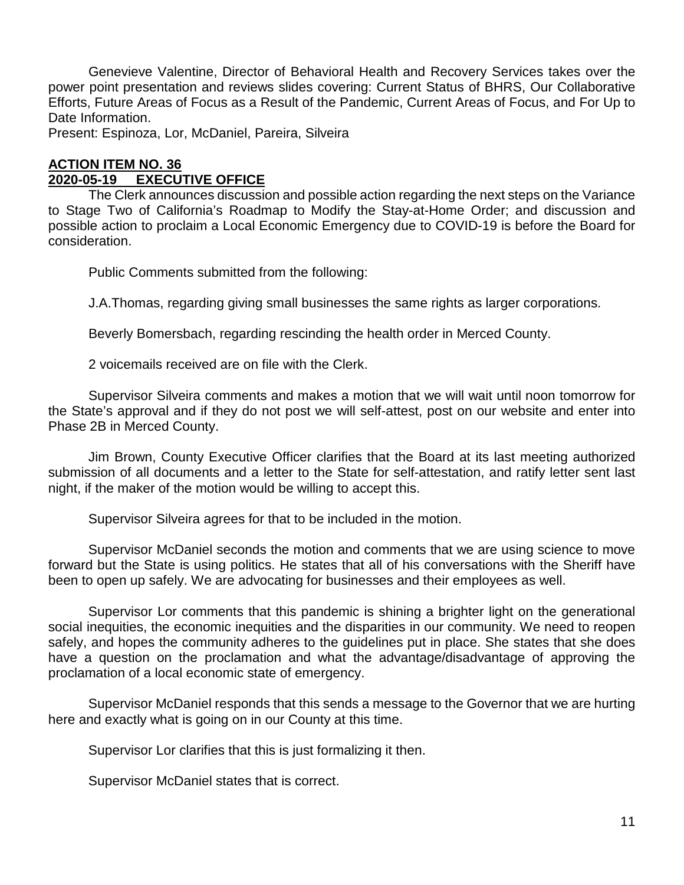Genevieve Valentine, Director of Behavioral Health and Recovery Services takes over the power point presentation and reviews slides covering: Current Status of BHRS, Our Collaborative Efforts, Future Areas of Focus as a Result of the Pandemic, Current Areas of Focus, and For Up to Date Information.

Present: Espinoza, Lor, McDaniel, Pareira, Silveira

**ACTION ITEM NO. 36**
**2020-05-19 EXECUTIVE OFFICE**

The Clerk announces discussion and possible action regarding the next steps on the Variance to Stage Two of California's Roadmap to Modify the Stay-at-Home Order; and discussion and possible action to proclaim a Local Economic Emergency due to COVID-19 is before the Board for consideration.

Public Comments submitted from the following:

J.A.Thomas, regarding giving small businesses the same rights as larger corporations.

Beverly Bomersbach, regarding rescinding the health order in Merced County.

2 voicemails received are on file with the Clerk.

Supervisor Silveira comments and makes a motion that we will wait until noon tomorrow for the State's approval and if they do not post we will self-attest, post on our website and enter into Phase 2B in Merced County.

Jim Brown, County Executive Officer clarifies that the Board at its last meeting authorized submission of all documents and a letter to the State for self-attestation, and ratify letter sent last night, if the maker of the motion would be willing to accept this.

Supervisor Silveira agrees for that to be included in the motion.

Supervisor McDaniel seconds the motion and comments that we are using science to move forward but the State is using politics. He states that all of his conversations with the Sheriff have been to open up safely. We are advocating for businesses and their employees as well.

Supervisor Lor comments that this pandemic is shining a brighter light on the generational social inequities, the economic inequities and the disparities in our community. We need to reopen safely, and hopes the community adheres to the guidelines put in place. She states that she does have a question on the proclamation and what the advantage/disadvantage of approving the proclamation of a local economic state of emergency.

Supervisor McDaniel responds that this sends a message to the Governor that we are hurting here and exactly what is going on in our County at this time.

Supervisor Lor clarifies that this is just formalizing it then.

Supervisor McDaniel states that is correct.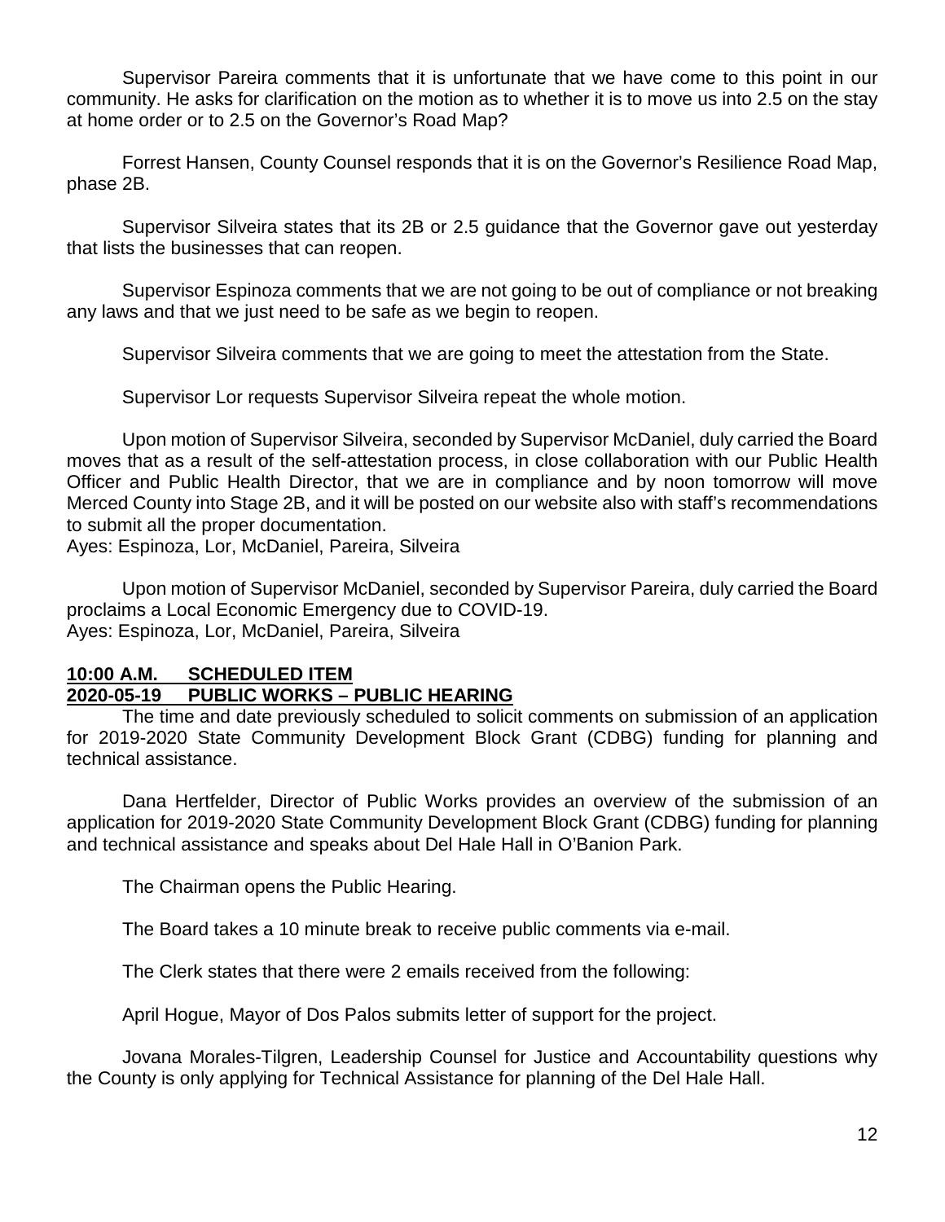Supervisor Pareira comments that it is unfortunate that we have come to this point in our community. He asks for clarification on the motion as to whether it is to move us into 2.5 on the stay at home order or to 2.5 on the Governor's Road Map?

Forrest Hansen, County Counsel responds that it is on the Governor's Resilience Road Map, phase 2B.

Supervisor Silveira states that its 2B or 2.5 guidance that the Governor gave out yesterday that lists the businesses that can reopen.

Supervisor Espinoza comments that we are not going to be out of compliance or not breaking any laws and that we just need to be safe as we begin to reopen.

Supervisor Silveira comments that we are going to meet the attestation from the State.

Supervisor Lor requests Supervisor Silveira repeat the whole motion.

Upon motion of Supervisor Silveira, seconded by Supervisor McDaniel, duly carried the Board moves that as a result of the self-attestation process, in close collaboration with our Public Health Officer and Public Health Director, that we are in compliance and by noon tomorrow will move Merced County into Stage 2B, and it will be posted on our website also with staff's recommendations to submit all the proper documentation.
Ayes: Espinoza, Lor, McDaniel, Pareira, Silveira

Upon motion of Supervisor McDaniel, seconded by Supervisor Pareira, duly carried the Board proclaims a Local Economic Emergency due to COVID-19.
Ayes: Espinoza, Lor, McDaniel, Pareira, Silveira

**10:00 A.M. SCHEDULED ITEM**
**2020-05-19 PUBLIC WORKS – PUBLIC HEARING**

The time and date previously scheduled to solicit comments on submission of an application for 2019-2020 State Community Development Block Grant (CDBG) funding for planning and technical assistance.

Dana Hertfelder, Director of Public Works provides an overview of the submission of an application for 2019-2020 State Community Development Block Grant (CDBG) funding for planning and technical assistance and speaks about Del Hale Hall in O'Banion Park.

The Chairman opens the Public Hearing.

The Board takes a 10 minute break to receive public comments via e-mail.

The Clerk states that there were 2 emails received from the following:

April Hogue, Mayor of Dos Palos submits letter of support for the project.

Jovana Morales-Tilgren, Leadership Counsel for Justice and Accountability questions why the County is only applying for Technical Assistance for planning of the Del Hale Hall.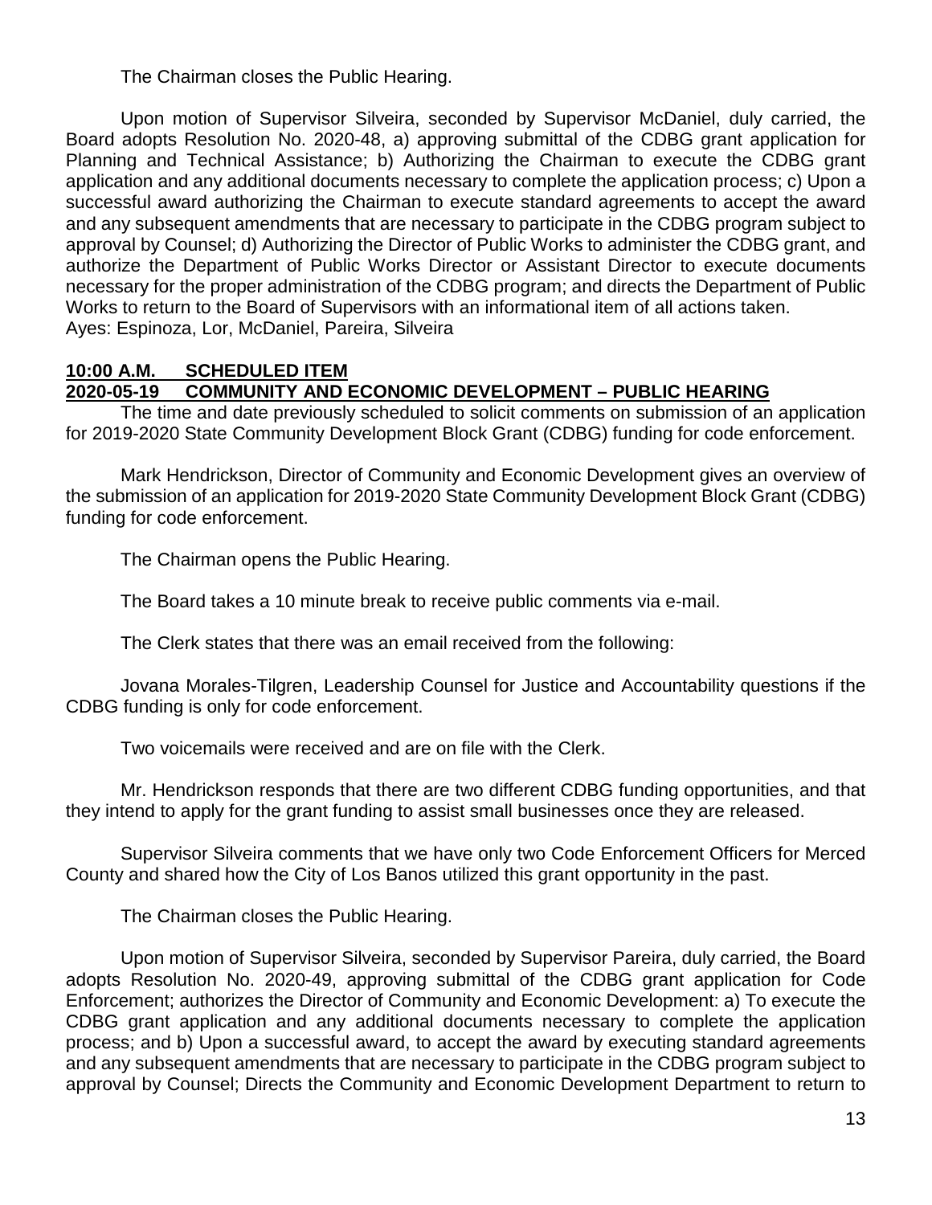The Chairman closes the Public Hearing.

Upon motion of Supervisor Silveira, seconded by Supervisor McDaniel, duly carried, the Board adopts Resolution No. 2020-48, a) approving submittal of the CDBG grant application for Planning and Technical Assistance; b) Authorizing the Chairman to execute the CDBG grant application and any additional documents necessary to complete the application process; c) Upon a successful award authorizing the Chairman to execute standard agreements to accept the award and any subsequent amendments that are necessary to participate in the CDBG program subject to approval by Counsel; d) Authorizing the Director of Public Works to administer the CDBG grant, and authorize the Department of Public Works Director or Assistant Director to execute documents necessary for the proper administration of the CDBG program; and directs the Department of Public Works to return to the Board of Supervisors with an informational item of all actions taken.
Ayes: Espinoza, Lor, McDaniel, Pareira, Silveira

**10:00 A.M. SCHEDULED ITEM**
**2020-05-19 COMMUNITY AND ECONOMIC DEVELOPMENT – PUBLIC HEARING**

The time and date previously scheduled to solicit comments on submission of an application for 2019-2020 State Community Development Block Grant (CDBG) funding for code enforcement.

Mark Hendrickson, Director of Community and Economic Development gives an overview of the submission of an application for 2019-2020 State Community Development Block Grant (CDBG) funding for code enforcement.

The Chairman opens the Public Hearing.

The Board takes a 10 minute break to receive public comments via e-mail.

The Clerk states that there was an email received from the following:

Jovana Morales-Tilgren, Leadership Counsel for Justice and Accountability questions if the CDBG funding is only for code enforcement.

Two voicemails were received and are on file with the Clerk.

Mr. Hendrickson responds that there are two different CDBG funding opportunities, and that they intend to apply for the grant funding to assist small businesses once they are released.

Supervisor Silveira comments that we have only two Code Enforcement Officers for Merced County and shared how the City of Los Banos utilized this grant opportunity in the past.

The Chairman closes the Public Hearing.

Upon motion of Supervisor Silveira, seconded by Supervisor Pareira, duly carried, the Board adopts Resolution No. 2020-49, approving submittal of the CDBG grant application for Code Enforcement; authorizes the Director of Community and Economic Development: a) To execute the CDBG grant application and any additional documents necessary to complete the application process; and b) Upon a successful award, to accept the award by executing standard agreements and any subsequent amendments that are necessary to participate in the CDBG program subject to approval by Counsel; Directs the Community and Economic Development Department to return to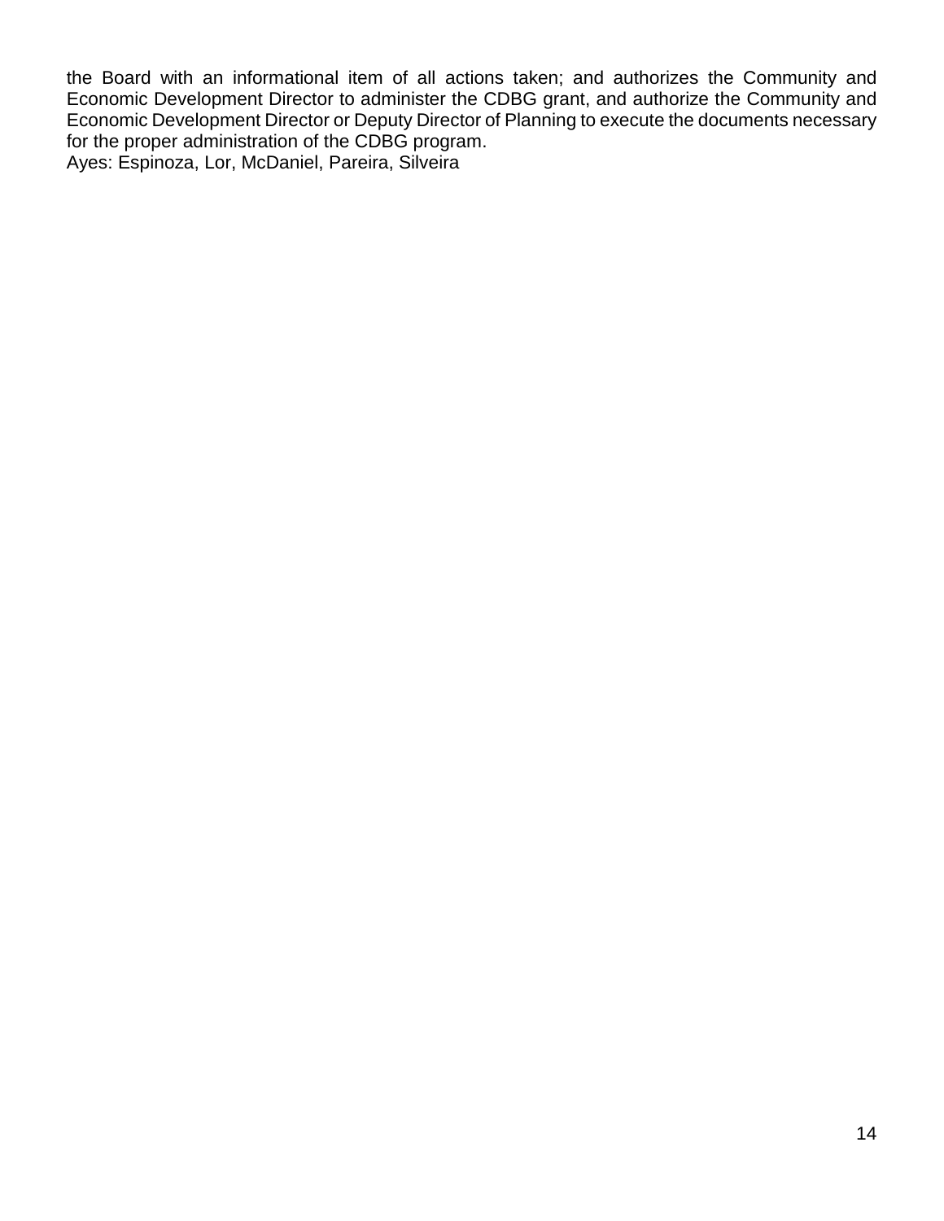the Board with an informational item of all actions taken; and authorizes the Community and Economic Development Director to administer the CDBG grant, and authorize the Community and Economic Development Director or Deputy Director of Planning to execute the documents necessary for the proper administration of the CDBG program.
Ayes: Espinoza, Lor, McDaniel, Pareira, Silveira